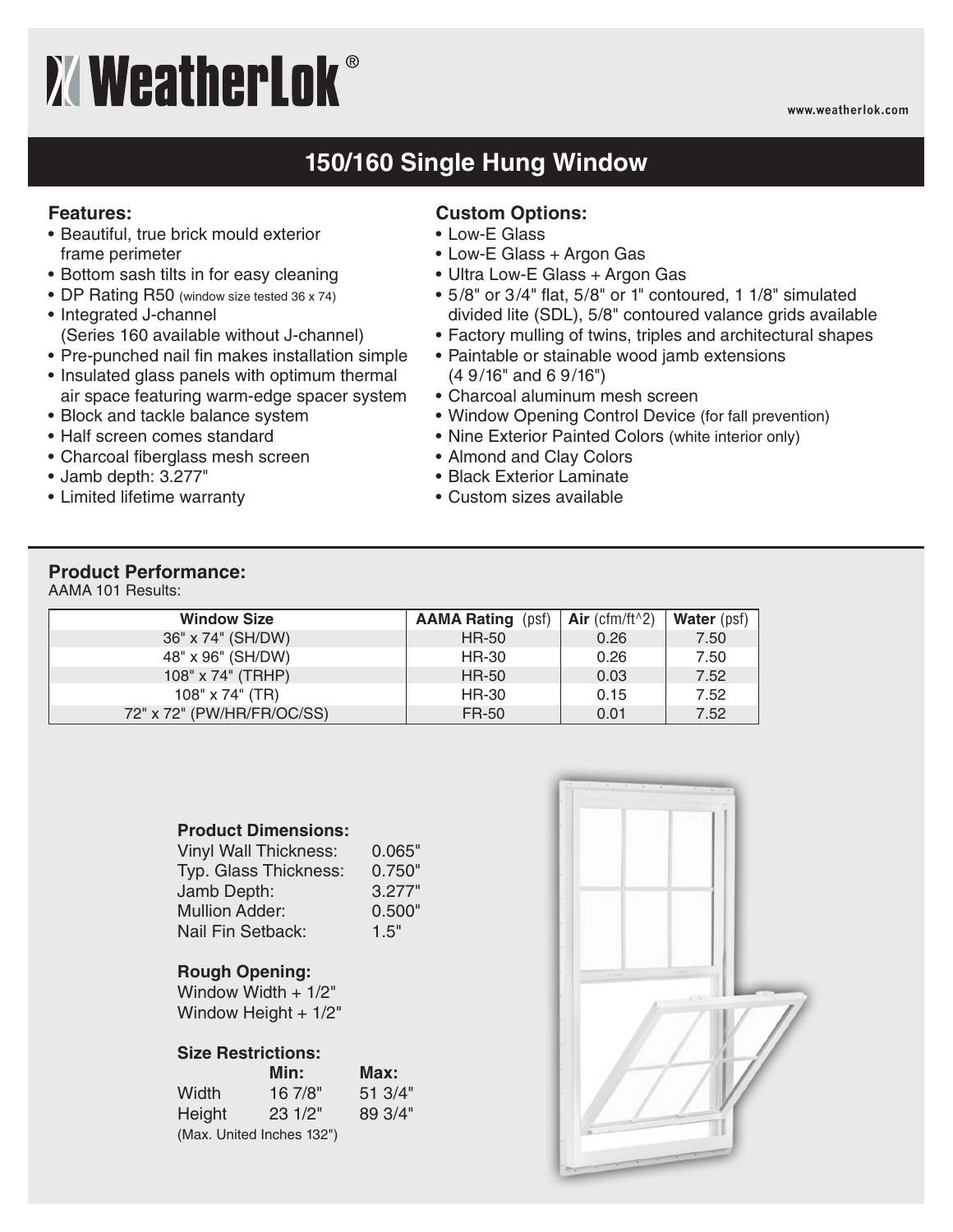# WeatherLok®

www.weatherlok.com

## 150/160 Single Hung Window

### Features:

- Beautiful, true brick mould exterior frame perimeter
- Bottom sash tilts in for easy cleaning
- DP Rating R50 (window size tested 36 x 74)
- Integrated J-channel (Series 160 available without J-channel)
- Pre-punched nail fin makes installation simple
- Insulated glass panels with optimum thermal air space featuring warm-edge spacer system
- Block and tackle balance system
- Half screen comes standard
- Charcoal fiberglass mesh screen
- Jamb depth: 3.277"
- Limited lifetime warranty

### Custom Options:

- Low-E Glass
- Low-E Glass + Argon Gas
- Ultra Low-E Glass + Argon Gas
- 5/8" or 3/4" flat, 5/8" or 1" contoured, 1 1/8" simulated divided lite (SDL), 5/8" contoured valance grids available
- Factory mulling of twins, triples and architectural shapes
- Paintable or stainable wood jamb extensions (4 9/16" and 6 9/16")
- Charcoal aluminum mesh screen
- Window Opening Control Device (for fall prevention)
- Nine Exterior Painted Colors (white interior only)
- Almond and Clay Colors
- Black Exterior Laminate
- Custom sizes available

### Product Performance:

AAMA 101 Results:

| Window Size | AAMA Rating (psf) | Air (cfm/ft^2) | Water (psf) |
|---|---|---|---|
| 36" x 74" (SH/DW) | HR-50 | 0.26 | 7.50 |
| 48" x 96" (SH/DW) | HR-30 | 0.26 | 7.50 |
| 108" x 74" (TRHP) | HR-50 | 0.03 | 7.52 |
| 108" x 74" (TR) | HR-30 | 0.15 | 7.52 |
| 72" x 72" (PW/HR/FR/OC/SS) | FR-50 | 0.01 | 7.52 |

### Product Dimensions:

| | |
|---|---|
| Vinyl Wall Thickness: | 0.065" |
| Typ. Glass Thickness: | 0.750" |
| Jamb Depth: | 3.277" |
| Mullion Adder: | 0.500" |
| Nail Fin Setback: | 1.5" |

### Rough Opening:

Window Width + 1/2"
Window Height + 1/2"

### Size Restrictions:

| | Min: | Max: |
|---|---|---|
| Width | 16 7/8" | 51 3/4" |
| Height | 23 1/2" | 89 3/4" |

(Max. United Inches 132")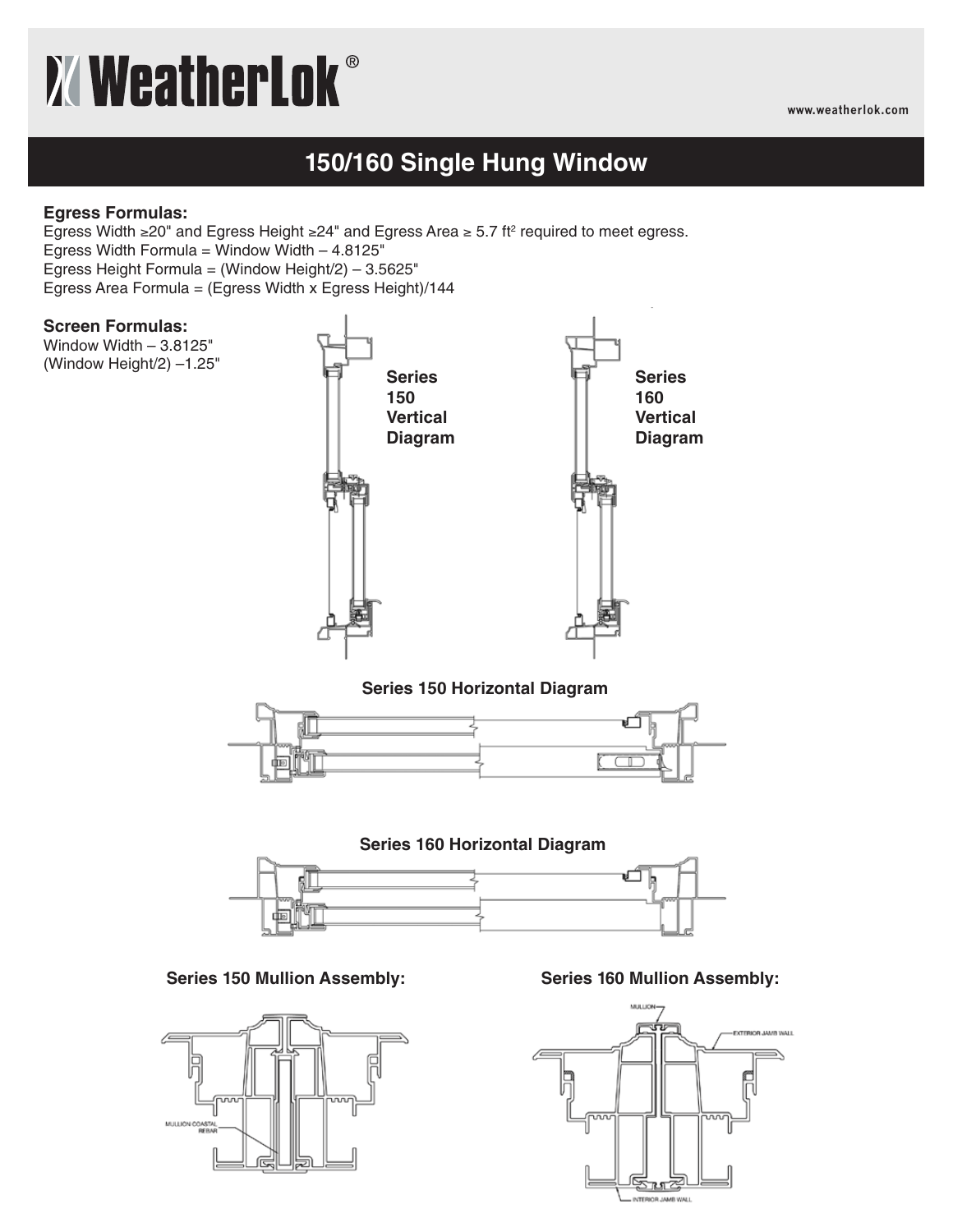# WeatherLok®

www.weatherlok.com

## 150/160 Single Hung Window

**Egress Formulas:**

Egress Width ≥20" and Egress Height ≥24" and Egress Area ≥ 5.7 $ft^2$ required to meet egress.

Egress Width Formula = Window Width – 4.8125"

Egress Height Formula = (Window Height/2) – 3.5625"

Egress Area Formula = (Egress Width x Egress Height)/144

**Screen Formulas:**

Window Width – 3.8125"

(Window Height/2) –1.25"

**Series 150 Vertical Diagram**

**Series 160 Vertical Diagram**

**Series 150 Horizontal Diagram**

**Series 160 Horizontal Diagram**

**Series 150 Mullion Assembly:**

MULLION COASTAL REBAR

**Series 160 Mullion Assembly:**

MULLION

EXTERIOR JAMB WALL

INTERIOR JAMB WALL